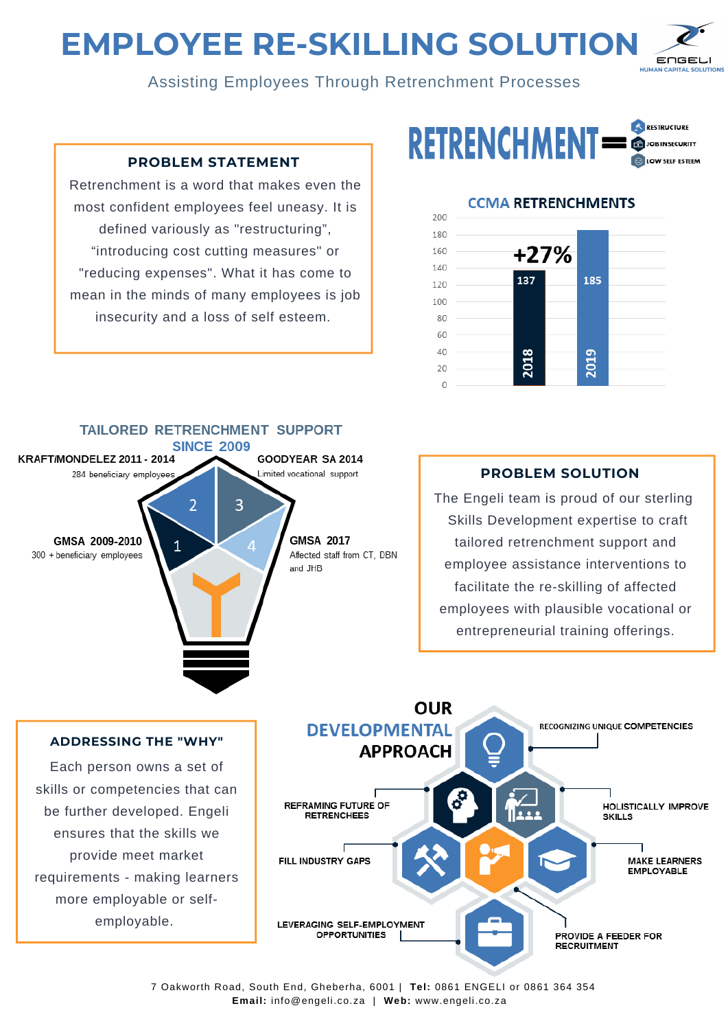# EMPLOYEE RE-SKILLING SOLUTION

ENGELI HUMAN CAPITAL SOLUTIONS

Assisting Employees Through Retrenchment Processes

## PROBLEM STATEMENT

Retrenchment is a word that makes even the most confident employees feel uneasy. It is defined variously as "restructuring", "introducing cost cutting measures" or "reducing expenses". What it has come to mean in the minds of many employees is job insecurity and a loss of self esteem.

**RETRENCHMENT =** RESTRUCTURE, JOB INSECURITY, LOW SELF ESTEEM

### CCMA RETRENCHMENTS

| Year | Retrenchments |
|---|---|
| 2018 | 137 |
| 2019 | 185 |

+27%

## TAILORED RETRENCHMENT SUPPORT SINCE 2009

1. **GMSA 2009-2010** – 300 + beneficiary employees
2. **KRAFT/MONDELEZ 2011 - 2014** – 284 beneficiary employees
3. **GOODYEAR SA 2014** – Limited vocational support
4. **GMSA 2017** – Affected staff from CT, DBN and JHB

## PROBLEM SOLUTION

The Engeli team is proud of our sterling Skills Development expertise to craft tailored retrenchment support and employee assistance interventions to facilitate the re-skilling of affected employees with plausible vocational or entrepreneurial training offerings.

## ADDRESSING THE "WHY"

Each person owns a set of skills or competencies that can be further developed. Engeli ensures that the skills we provide meet market requirements - making learners more employable or self-employable.

## OUR DEVELOPMENTAL APPROACH

- RECOGNIZING UNIQUE COMPETENCIES
- REFRAMING FUTURE OF RETRENCHEES
- HOLISTICALLY IMPROVE SKILLS
- FILL INDUSTRY GAPS
- MAKE LEARNERS EMPLOYABLE
- LEVERAGING SELF-EMPLOYMENT OPPORTUNITIES
- PROVIDE A FEEDER FOR RECRUITMENT

7 Oakworth Road, South End, Gheberha, 6001 | **Tel:** 0861 ENGELI or 0861 364 354
**Email:** info@engeli.co.za | **Web:** www.engeli.co.za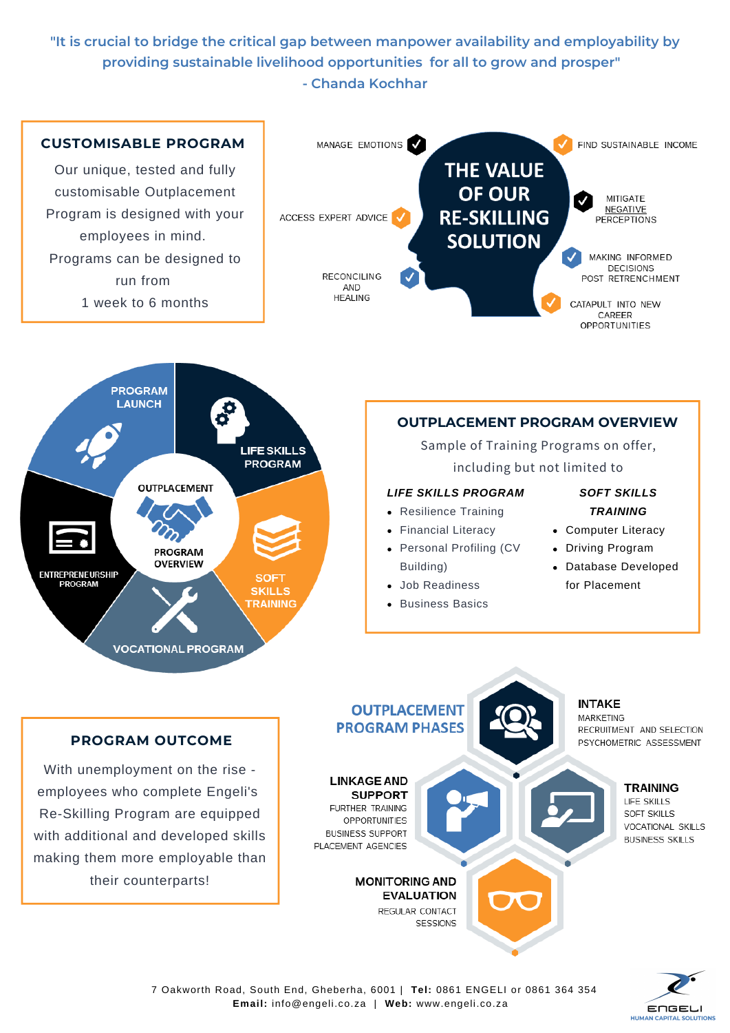"It is crucial to bridge the critical gap between manpower availability and employability by providing sustainable livelihood opportunities for all to grow and prosper"

- Chanda Kochhar

## CUSTOMISABLE PROGRAM

Our unique, tested and fully customisable Outplacement Program is designed with your employees in mind. Programs can be designed to run from 1 week to 6 months

## THE VALUE OF OUR RE-SKILLING SOLUTION

- MANAGE EMOTIONS
- FIND SUSTAINABLE INCOME
- ACCESS EXPERT ADVICE
- MITIGATE NEGATIVE PERCEPTIONS
- RECONCILING AND HEALING
- MAKING INFORMED DECISIONS POST RETRENCHMENT
- CATAPULT INTO NEW CAREER OPPORTUNITIES

OUTPLACEMENT PROGRAM OVERVIEW

PROGRAM LAUNCH

LIFE SKILLS PROGRAM

SOFT SKILLS TRAINING

VOCATIONAL PROGRAM

ENTREPRENEURSHIP PROGRAM

## OUTPLACEMENT PROGRAM OVERVIEW

Sample of Training Programs on offer, including but not limited to

***LIFE SKILLS PROGRAM***

- Resilience Training
- Financial Literacy
- Personal Profiling (CV Building)
- Job Readiness
- Business Basics

***SOFT SKILLS TRAINING***

- Computer Literacy
- Driving Program
- Database Developed for Placement

## PROGRAM OUTCOME

With unemployment on the rise - employees who complete Engeli's Re-Skilling Program are equipped with additional and developed skills making them more employable than their counterparts!

## OUTPLACEMENT PROGRAM PHASES

**INTAKE**

MARKETING
RECRUITMENT AND SELECTION
PSYCHOMETRIC ASSESSMENT

**TRAINING**

LIFE SKILLS
SOFT SKILLS
VOCATIONAL SKILLS
BUSINESS SKILLS

**LINKAGE AND SUPPORT**

FURTHER TRAINING OPPORTUNITIES
BUSINESS SUPPORT
PLACEMENT AGENCIES

**MONITORING AND EVALUATION**

REGULAR CONTACT SESSIONS

7 Oakworth Road, South End, Gheberha, 6001 | **Tel:** 0861 ENGELI or 0861 364 354
**Email:** info@engeli.co.za | **Web:** www.engeli.co.za

ENGELI
HUMAN CAPITAL SOLUTIONS